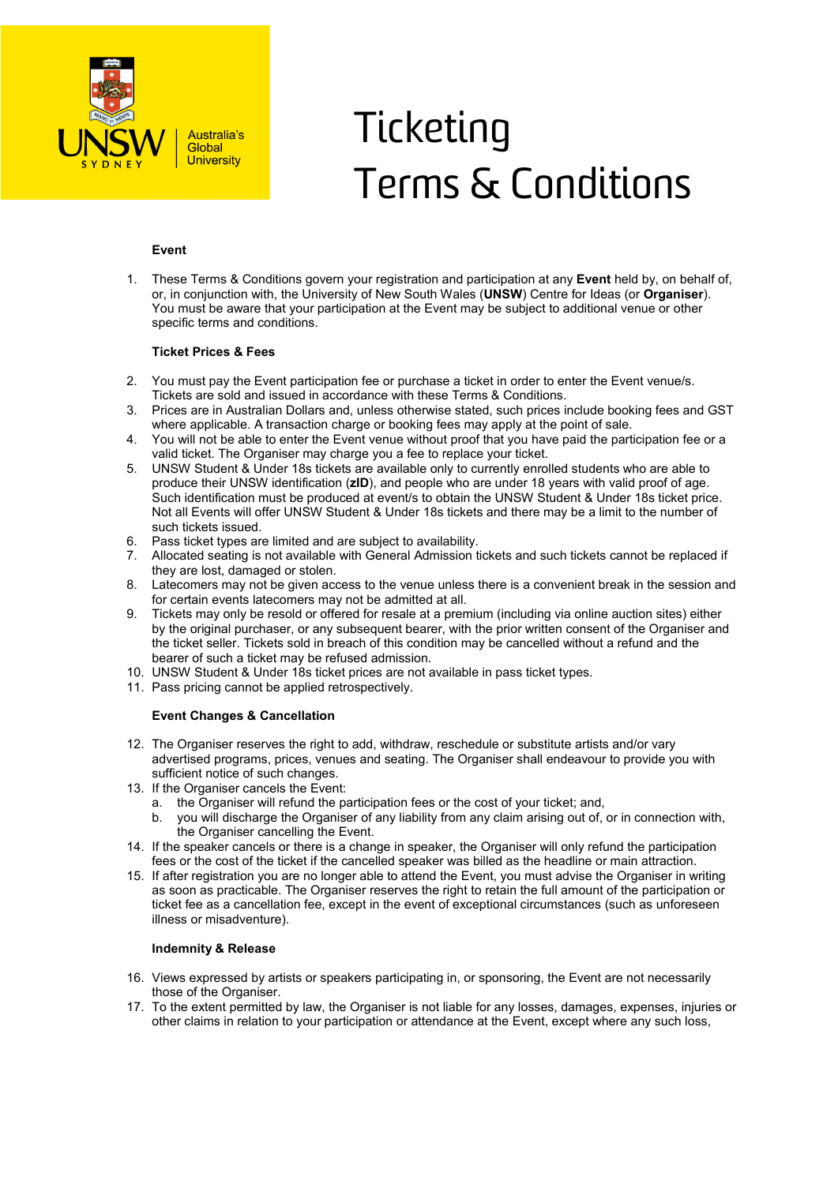# Ticketing Terms & Conditions

### Event

1. These Terms & Conditions govern your registration and participation at any **Event** held by, on behalf of, or, in conjunction with, the University of New South Wales (**UNSW**) Centre for Ideas (or **Organiser**). You must be aware that your participation at the Event may be subject to additional venue or other specific terms and conditions.

### Ticket Prices & Fees

2. You must pay the Event participation fee or purchase a ticket in order to enter the Event venue/s. Tickets are sold and issued in accordance with these Terms & Conditions.
3. Prices are in Australian Dollars and, unless otherwise stated, such prices include booking fees and GST where applicable. A transaction charge or booking fees may apply at the point of sale.
4. You will not be able to enter the Event venue without proof that you have paid the participation fee or a valid ticket. The Organiser may charge you a fee to replace your ticket.
5. UNSW Student & Under 18s tickets are available only to currently enrolled students who are able to produce their UNSW identification (**zID**), and people who are under 18 years with valid proof of age. Such identification must be produced at event/s to obtain the UNSW Student & Under 18s ticket price. Not all Events will offer UNSW Student & Under 18s tickets and there may be a limit to the number of such tickets issued.
6. Pass ticket types are limited and are subject to availability.
7. Allocated seating is not available with General Admission tickets and such tickets cannot be replaced if they are lost, damaged or stolen.
8. Latecomers may not be given access to the venue unless there is a convenient break in the session and for certain events latecomers may not be admitted at all.
9. Tickets may only be resold or offered for resale at a premium (including via online auction sites) either by the original purchaser, or any subsequent bearer, with the prior written consent of the Organiser and the ticket seller. Tickets sold in breach of this condition may be cancelled without a refund and the bearer of such a ticket may be refused admission.
10. UNSW Student & Under 18s ticket prices are not available in pass ticket types.
11. Pass pricing cannot be applied retrospectively.

### Event Changes & Cancellation

12. The Organiser reserves the right to add, withdraw, reschedule or substitute artists and/or vary advertised programs, prices, venues and seating. The Organiser shall endeavour to provide you with sufficient notice of such changes.
13. If the Organiser cancels the Event:
    a. the Organiser will refund the participation fees or the cost of your ticket; and,
    b. you will discharge the Organiser of any liability from any claim arising out of, or in connection with, the Organiser cancelling the Event.
14. If the speaker cancels or there is a change in speaker, the Organiser will only refund the participation fees or the cost of the ticket if the cancelled speaker was billed as the headline or main attraction.
15. If after registration you are no longer able to attend the Event, you must advise the Organiser in writing as soon as practicable. The Organiser reserves the right to retain the full amount of the participation or ticket fee as a cancellation fee, except in the event of exceptional circumstances (such as unforeseen illness or misadventure).

### Indemnity & Release

16. Views expressed by artists or speakers participating in, or sponsoring, the Event are not necessarily those of the Organiser.
17. To the extent permitted by law, the Organiser is not liable for any losses, damages, expenses, injuries or other claims in relation to your participation or attendance at the Event, except where any such loss,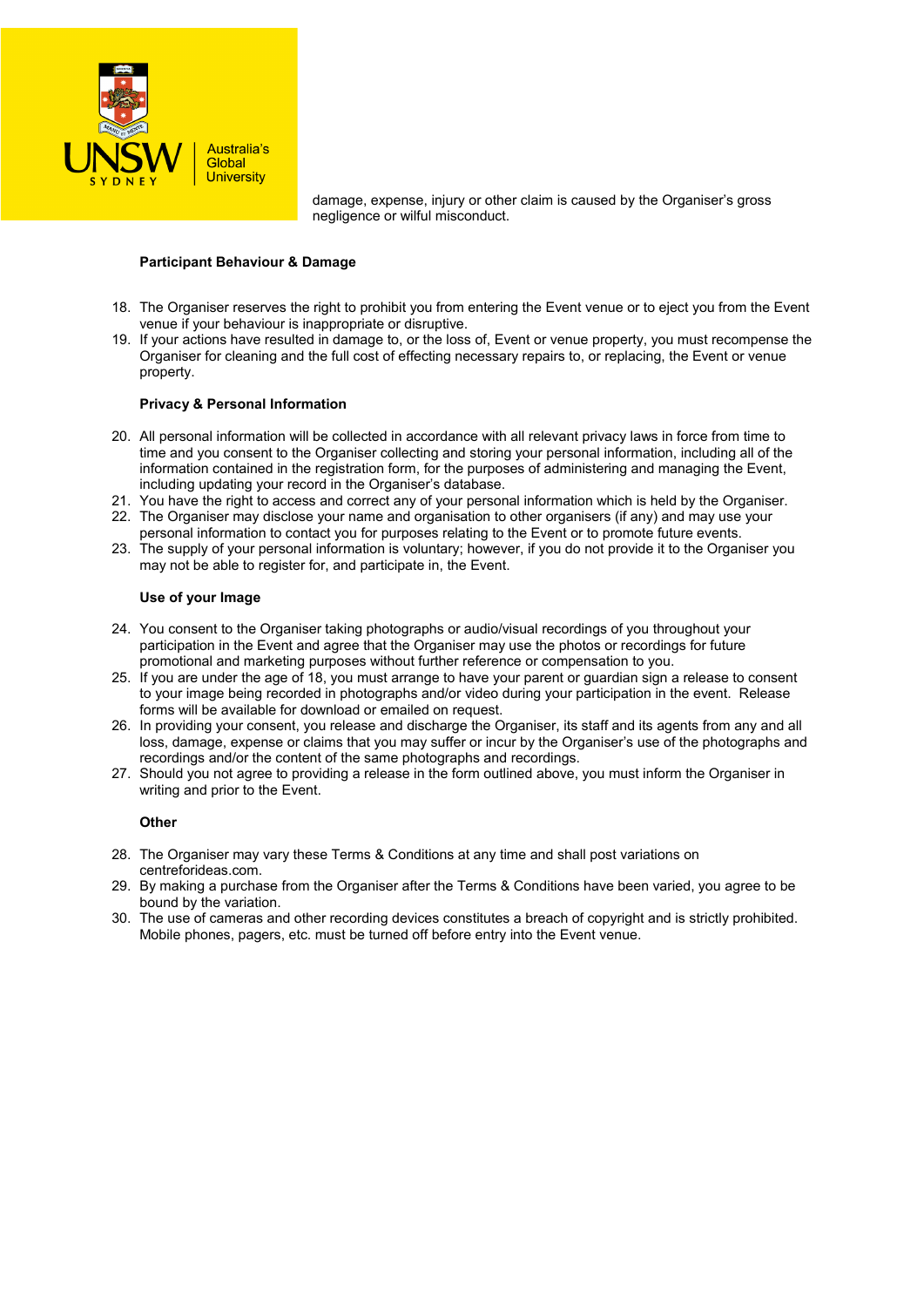damage, expense, injury or other claim is caused by the Organiser's gross negligence or wilful misconduct.

**Participant Behaviour & Damage**

18. The Organiser reserves the right to prohibit you from entering the Event venue or to eject you from the Event venue if your behaviour is inappropriate or disruptive.
19. If your actions have resulted in damage to, or the loss of, Event or venue property, you must recompense the Organiser for cleaning and the full cost of effecting necessary repairs to, or replacing, the Event or venue property.

**Privacy & Personal Information**

20. All personal information will be collected in accordance with all relevant privacy laws in force from time to time and you consent to the Organiser collecting and storing your personal information, including all of the information contained in the registration form, for the purposes of administering and managing the Event, including updating your record in the Organiser's database.
21. You have the right to access and correct any of your personal information which is held by the Organiser.
22. The Organiser may disclose your name and organisation to other organisers (if any) and may use your personal information to contact you for purposes relating to the Event or to promote future events.
23. The supply of your personal information is voluntary; however, if you do not provide it to the Organiser you may not be able to register for, and participate in, the Event.

**Use of your Image**

24. You consent to the Organiser taking photographs or audio/visual recordings of you throughout your participation in the Event and agree that the Organiser may use the photos or recordings for future promotional and marketing purposes without further reference or compensation to you.
25. If you are under the age of 18, you must arrange to have your parent or guardian sign a release to consent to your image being recorded in photographs and/or video during your participation in the event. Release forms will be available for download or emailed on request.
26. In providing your consent, you release and discharge the Organiser, its staff and its agents from any and all loss, damage, expense or claims that you may suffer or incur by the Organiser's use of the photographs and recordings and/or the content of the same photographs and recordings.
27. Should you not agree to providing a release in the form outlined above, you must inform the Organiser in writing and prior to the Event.

**Other**

28. The Organiser may vary these Terms & Conditions at any time and shall post variations on centreforideas.com.
29. By making a purchase from the Organiser after the Terms & Conditions have been varied, you agree to be bound by the variation.
30. The use of cameras and other recording devices constitutes a breach of copyright and is strictly prohibited. Mobile phones, pagers, etc. must be turned off before entry into the Event venue.